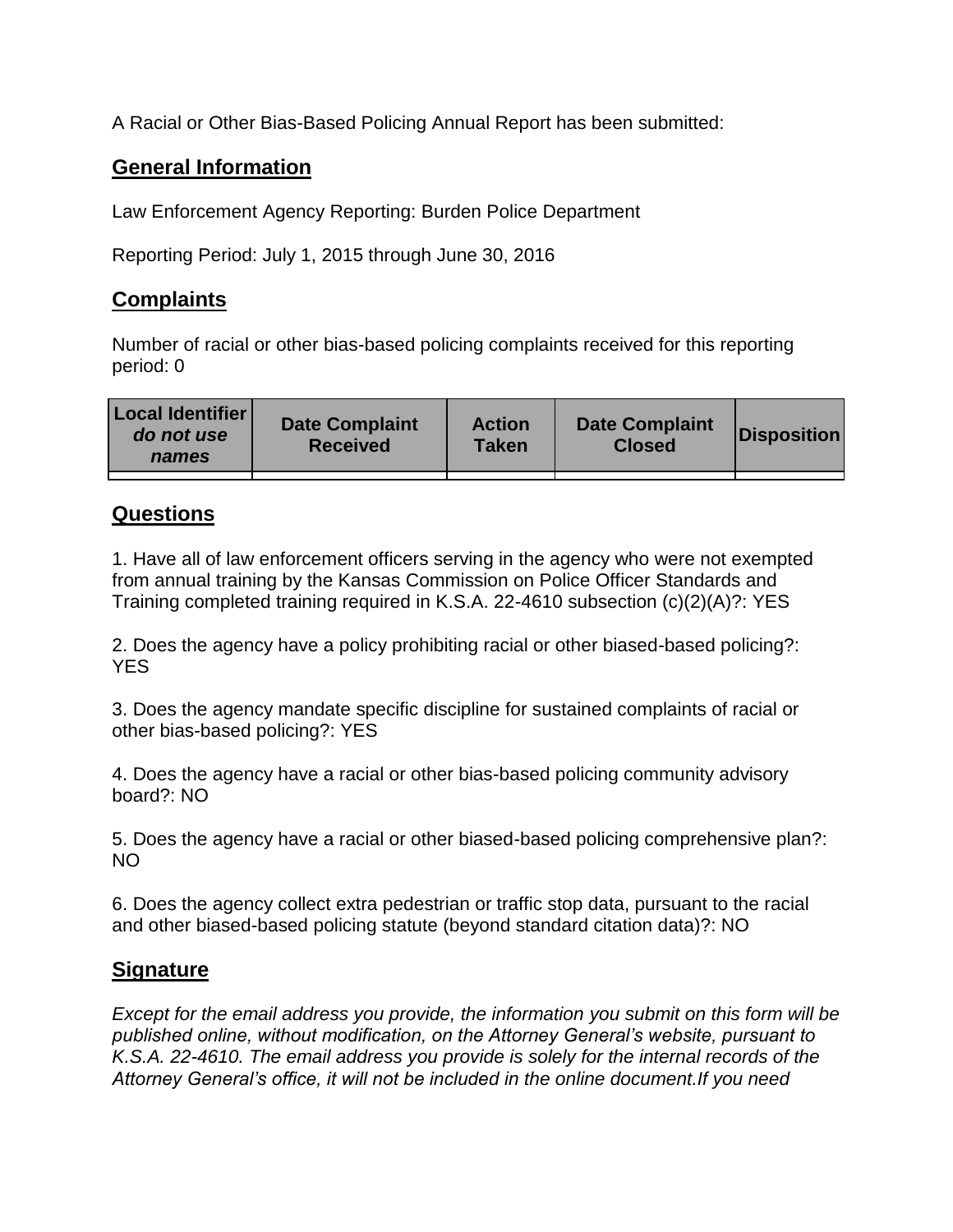A Racial or Other Bias-Based Policing Annual Report has been submitted:

## General Information

Law Enforcement Agency Reporting: Burden Police Department

Reporting Period: July 1, 2015 through June 30, 2016

## Complaints

Number of racial or other bias-based policing complaints received for this reporting period: 0

| Local Identifier *do not use names* | Date Complaint Received | Action Taken | Date Complaint Closed | Disposition |
|---|---|---|---|---|
| | | | | |

## Questions

1. Have all of law enforcement officers serving in the agency who were not exempted from annual training by the Kansas Commission on Police Officer Standards and Training completed training required in K.S.A. 22-4610 subsection (c)(2)(A)?: YES

2. Does the agency have a policy prohibiting racial or other biased-based policing?: YES

3. Does the agency mandate specific discipline for sustained complaints of racial or other bias-based policing?: YES

4. Does the agency have a racial or other bias-based policing community advisory board?: NO

5. Does the agency have a racial or other biased-based policing comprehensive plan?: NO

6. Does the agency collect extra pedestrian or traffic stop data, pursuant to the racial and other biased-based policing statute (beyond standard citation data)?: NO

## Signature

*Except for the email address you provide, the information you submit on this form will be published online, without modification, on the Attorney General's website, pursuant to K.S.A. 22-4610. The email address you provide is solely for the internal records of the Attorney General's office, it will not be included in the online document.If you need*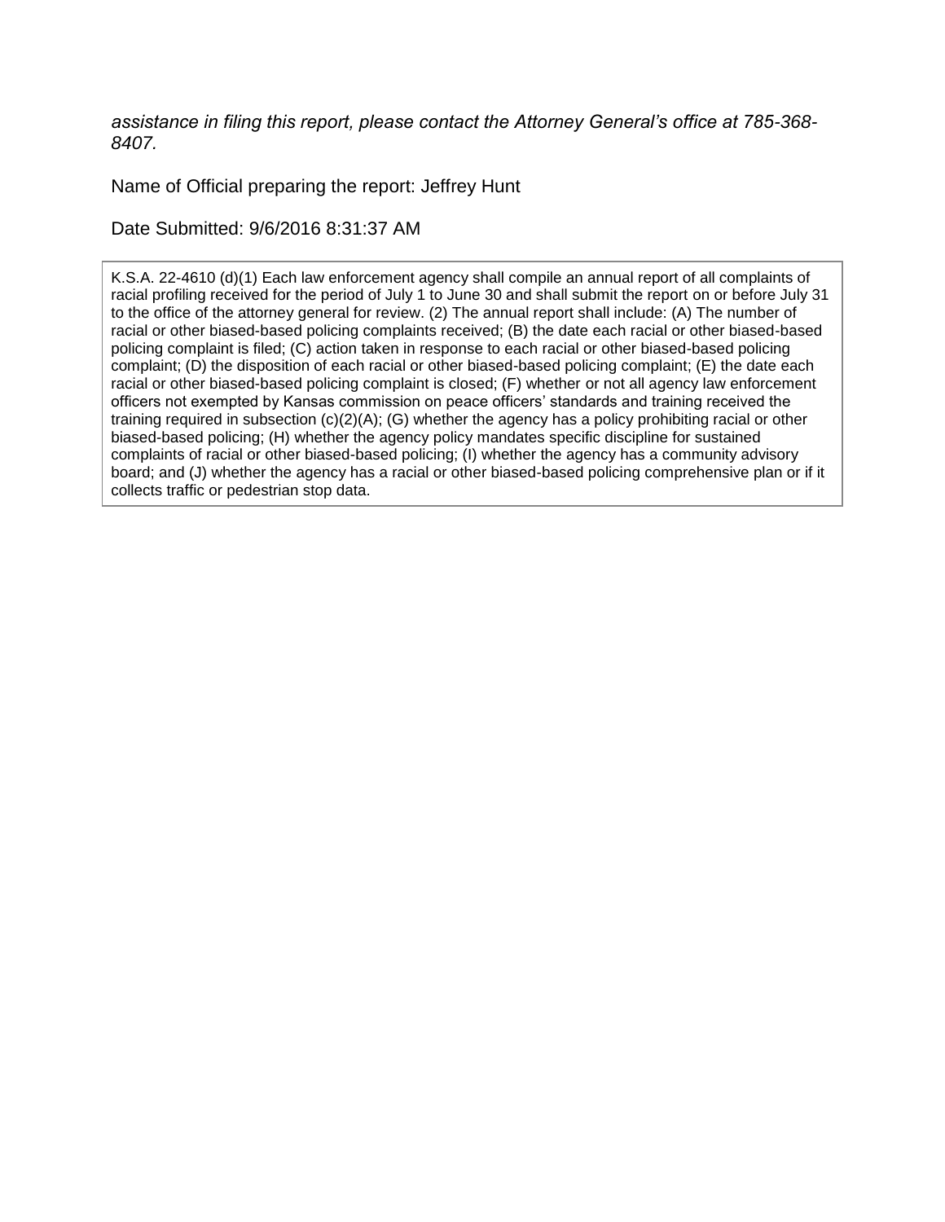*assistance in filing this report, please contact the Attorney General's office at 785-368-8407.*

Name of Official preparing the report: Jeffrey Hunt

Date Submitted: 9/6/2016 8:31:37 AM

K.S.A. 22-4610 (d)(1) Each law enforcement agency shall compile an annual report of all complaints of racial profiling received for the period of July 1 to June 30 and shall submit the report on or before July 31 to the office of the attorney general for review. (2) The annual report shall include: (A) The number of racial or other biased-based policing complaints received; (B) the date each racial or other biased-based policing complaint is filed; (C) action taken in response to each racial or other biased-based policing complaint; (D) the disposition of each racial or other biased-based policing complaint; (E) the date each racial or other biased-based policing complaint is closed; (F) whether or not all agency law enforcement officers not exempted by Kansas commission on peace officers' standards and training received the training required in subsection (c)(2)(A); (G) whether the agency has a policy prohibiting racial or other biased-based policing; (H) whether the agency policy mandates specific discipline for sustained complaints of racial or other biased-based policing; (I) whether the agency has a community advisory board; and (J) whether the agency has a racial or other biased-based policing comprehensive plan or if it collects traffic or pedestrian stop data.